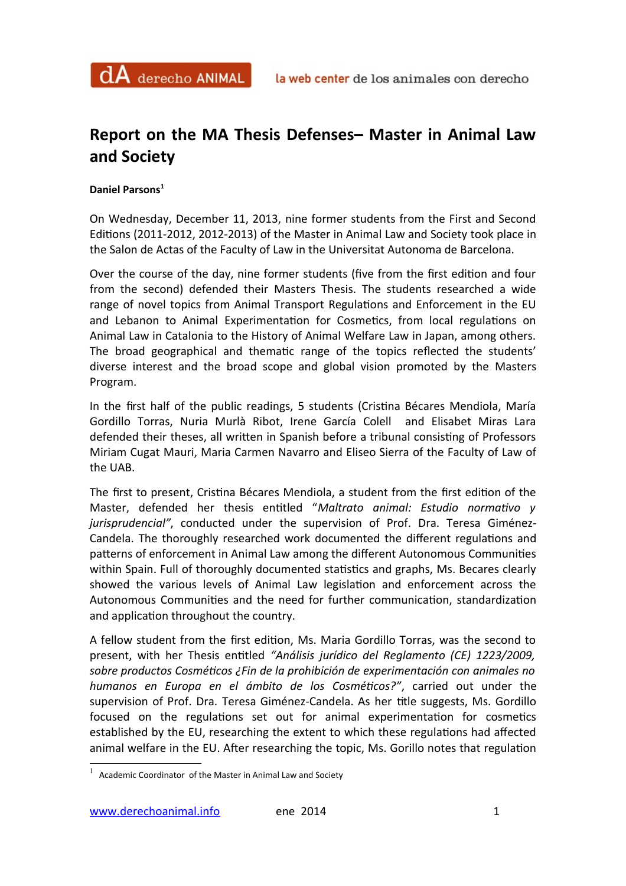# Report on the MA Thesis Defenses– Master in Animal Law and Society

**Daniel Parsons**[1]

On Wednesday, December 11, 2013, nine former students from the First and Second Editions (2011-2012, 2012-2013) of the Master in Animal Law and Society took place in the Salon de Actas of the Faculty of Law in the Universitat Autonoma de Barcelona.

Over the course of the day, nine former students (five from the first edition and four from the second) defended their Masters Thesis. The students researched a wide range of novel topics from Animal Transport Regulations and Enforcement in the EU and Lebanon to Animal Experimentation for Cosmetics, from local regulations on Animal Law in Catalonia to the History of Animal Welfare Law in Japan, among others. The broad geographical and thematic range of the topics reflected the students' diverse interest and the broad scope and global vision promoted by the Masters Program.

In the first half of the public readings, 5 students (Cristina Bécares Mendiola, María Gordillo Torras, Nuria Murlà Ribot, Irene García Colell and Elisabet Miras Lara defended their theses, all written in Spanish before a tribunal consisting of Professors Miriam Cugat Mauri, Maria Carmen Navarro and Eliseo Sierra of the Faculty of Law of the UAB.

The first to present, Cristina Bécares Mendiola, a student from the first edition of the Master, defended her thesis entitled "*Maltrato animal: Estudio normativo y jurisprudencial"*, conducted under the supervision of Prof. Dra. Teresa Giménez-Candela. The thoroughly researched work documented the different regulations and patterns of enforcement in Animal Law among the different Autonomous Communities within Spain. Full of thoroughly documented statistics and graphs, Ms. Becares clearly showed the various levels of Animal Law legislation and enforcement across the Autonomous Communities and the need for further communication, standardization and application throughout the country.

A fellow student from the first edition, Ms. Maria Gordillo Torras, was the second to present, with her Thesis entitled *"Análisis jurídico del Reglamento (CE) 1223/2009, sobre productos Cosméticos ¿Fin de la prohibición de experimentación con animales no humanos en Europa en el ámbito de los Cosméticos?"*, carried out under the supervision of Prof. Dra. Teresa Giménez-Candela. As her title suggests, Ms. Gordillo focused on the regulations set out for animal experimentation for cosmetics established by the EU, researching the extent to which these regulations had affected animal welfare in the EU. After researching the topic, Ms. Gorillo notes that regulation

[1] Academic Coordinator of the Master in Animal Law and Society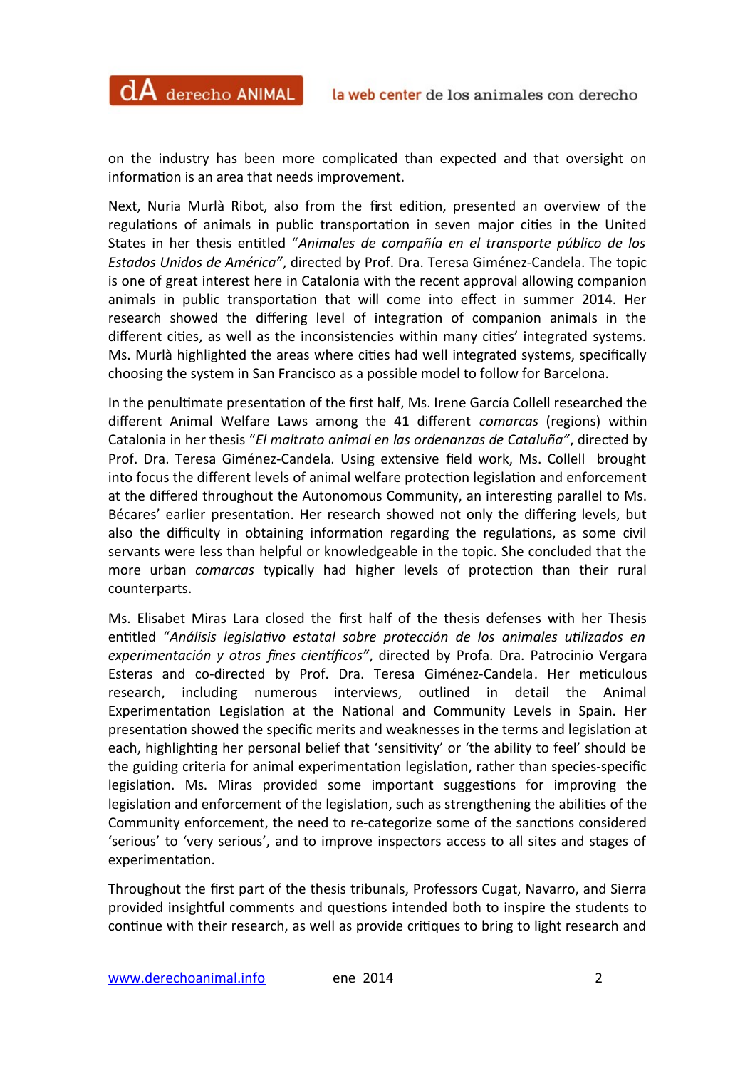on the industry has been more complicated than expected and that oversight on information is an area that needs improvement.

Next, Nuria Murlà Ribot, also from the first edition, presented an overview of the regulations of animals in public transportation in seven major cities in the United States in her thesis entitled "*Animales de compañía en el transporte público de los Estados Unidos de América*", directed by Prof. Dra. Teresa Giménez-Candela. The topic is one of great interest here in Catalonia with the recent approval allowing companion animals in public transportation that will come into effect in summer 2014. Her research showed the differing level of integration of companion animals in the different cities, as well as the inconsistencies within many cities' integrated systems. Ms. Murlà highlighted the areas where cities had well integrated systems, specifically choosing the system in San Francisco as a possible model to follow for Barcelona.

In the penultimate presentation of the first half, Ms. Irene García Collell researched the different Animal Welfare Laws among the 41 different *comarcas* (regions) within Catalonia in her thesis "*El maltrato animal en las ordenanzas de Cataluña*", directed by Prof. Dra. Teresa Giménez-Candela. Using extensive field work, Ms. Collell brought into focus the different levels of animal welfare protection legislation and enforcement at the differed throughout the Autonomous Community, an interesting parallel to Ms. Bécares' earlier presentation. Her research showed not only the differing levels, but also the difficulty in obtaining information regarding the regulations, as some civil servants were less than helpful or knowledgeable in the topic. She concluded that the more urban *comarcas* typically had higher levels of protection than their rural counterparts.

Ms. Elisabet Miras Lara closed the first half of the thesis defenses with her Thesis entitled "*Análisis legislativo estatal sobre protección de los animales utilizados en experimentación y otros fines científicos*", directed by Profa. Dra. Patrocinio Vergara Esteras and co-directed by Prof. Dra. Teresa Giménez-Candela. Her meticulous research, including numerous interviews, outlined in detail the Animal Experimentation Legislation at the National and Community Levels in Spain. Her presentation showed the specific merits and weaknesses in the terms and legislation at each, highlighting her personal belief that 'sensitivity' or 'the ability to feel' should be the guiding criteria for animal experimentation legislation, rather than species-specific legislation. Ms. Miras provided some important suggestions for improving the legislation and enforcement of the legislation, such as strengthening the abilities of the Community enforcement, the need to re-categorize some of the sanctions considered 'serious' to 'very serious', and to improve inspectors access to all sites and stages of experimentation.

Throughout the first part of the thesis tribunals, Professors Cugat, Navarro, and Sierra provided insightful comments and questions intended both to inspire the students to continue with their research, as well as provide critiques to bring to light research and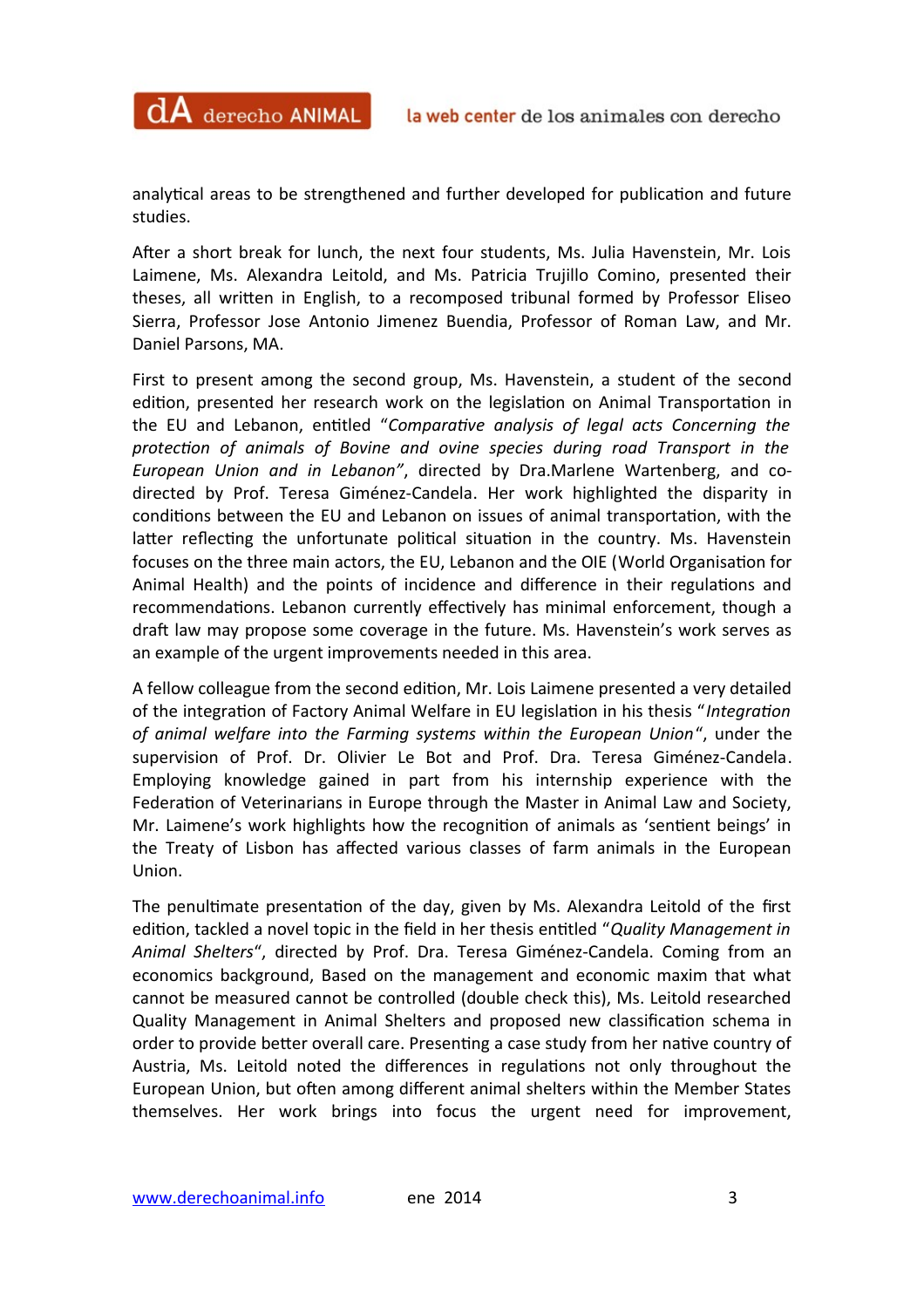analytical areas to be strengthened and further developed for publication and future studies.

After a short break for lunch, the next four students, Ms. Julia Havenstein, Mr. Lois Laimene, Ms. Alexandra Leitold, and Ms. Patricia Trujillo Comino, presented their theses, all written in English, to a recomposed tribunal formed by Professor Eliseo Sierra, Professor Jose Antonio Jimenez Buendia, Professor of Roman Law, and Mr. Daniel Parsons, MA.

First to present among the second group, Ms. Havenstein, a student of the second edition, presented her research work on the legislation on Animal Transportation in the EU and Lebanon, entitled "*Comparative analysis of legal acts Concerning the protection of animals of Bovine and ovine species during road Transport in the European Union and in Lebanon*", directed by Dra.Marlene Wartenberg, and co-directed by Prof. Teresa Giménez-Candela. Her work highlighted the disparity in conditions between the EU and Lebanon on issues of animal transportation, with the latter reflecting the unfortunate political situation in the country. Ms. Havenstein focuses on the three main actors, the EU, Lebanon and the OIE (World Organisation for Animal Health) and the points of incidence and difference in their regulations and recommendations. Lebanon currently effectively has minimal enforcement, though a draft law may propose some coverage in the future. Ms. Havenstein's work serves as an example of the urgent improvements needed in this area.

A fellow colleague from the second edition, Mr. Lois Laimene presented a very detailed of the integration of Factory Animal Welfare in EU legislation in his thesis "*Integration of animal welfare into the Farming systems within the European Union*", under the supervision of Prof. Dr. Olivier Le Bot and Prof. Dra. Teresa Giménez-Candela. Employing knowledge gained in part from his internship experience with the Federation of Veterinarians in Europe through the Master in Animal Law and Society, Mr. Laimene's work highlights how the recognition of animals as 'sentient beings' in the Treaty of Lisbon has affected various classes of farm animals in the European Union.

The penultimate presentation of the day, given by Ms. Alexandra Leitold of the first edition, tackled a novel topic in the field in her thesis entitled "*Quality Management in Animal Shelters*", directed by Prof. Dra. Teresa Giménez-Candela. Coming from an economics background, Based on the management and economic maxim that what cannot be measured cannot be controlled (double check this), Ms. Leitold researched Quality Management in Animal Shelters and proposed new classification schema in order to provide better overall care. Presenting a case study from her native country of Austria, Ms. Leitold noted the differences in regulations not only throughout the European Union, but often among different animal shelters within the Member States themselves. Her work brings into focus the urgent need for improvement,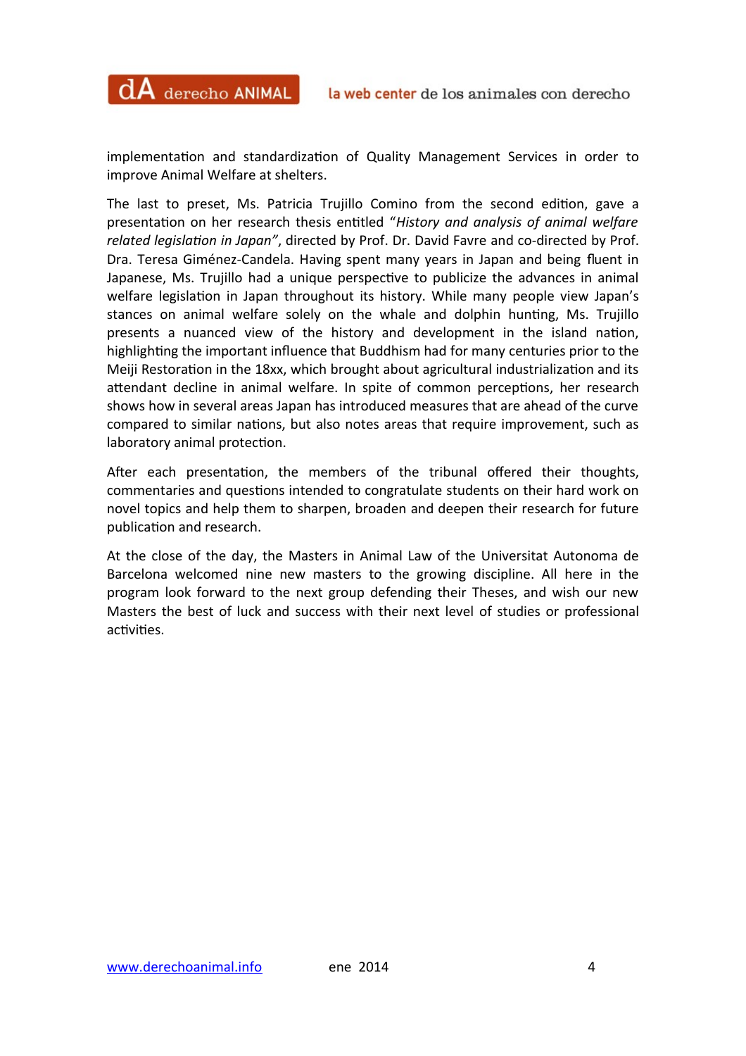implementation and standardization of Quality Management Services in order to improve Animal Welfare at shelters.

The last to preset, Ms. Patricia Trujillo Comino from the second edition, gave a presentation on her research thesis entitled "*History and analysis of animal welfare related legislation in Japan"*, directed by Prof. Dr. David Favre and co-directed by Prof. Dra. Teresa Giménez-Candela. Having spent many years in Japan and being fluent in Japanese, Ms. Trujillo had a unique perspective to publicize the advances in animal welfare legislation in Japan throughout its history. While many people view Japan's stances on animal welfare solely on the whale and dolphin hunting, Ms. Trujillo presents a nuanced view of the history and development in the island nation, highlighting the important influence that Buddhism had for many centuries prior to the Meiji Restoration in the 18xx, which brought about agricultural industrialization and its attendant decline in animal welfare. In spite of common perceptions, her research shows how in several areas Japan has introduced measures that are ahead of the curve compared to similar nations, but also notes areas that require improvement, such as laboratory animal protection.

After each presentation, the members of the tribunal offered their thoughts, commentaries and questions intended to congratulate students on their hard work on novel topics and help them to sharpen, broaden and deepen their research for future publication and research.

At the close of the day, the Masters in Animal Law of the Universitat Autonoma de Barcelona welcomed nine new masters to the growing discipline. All here in the program look forward to the next group defending their Theses, and wish our new Masters the best of luck and success with their next level of studies or professional activities.